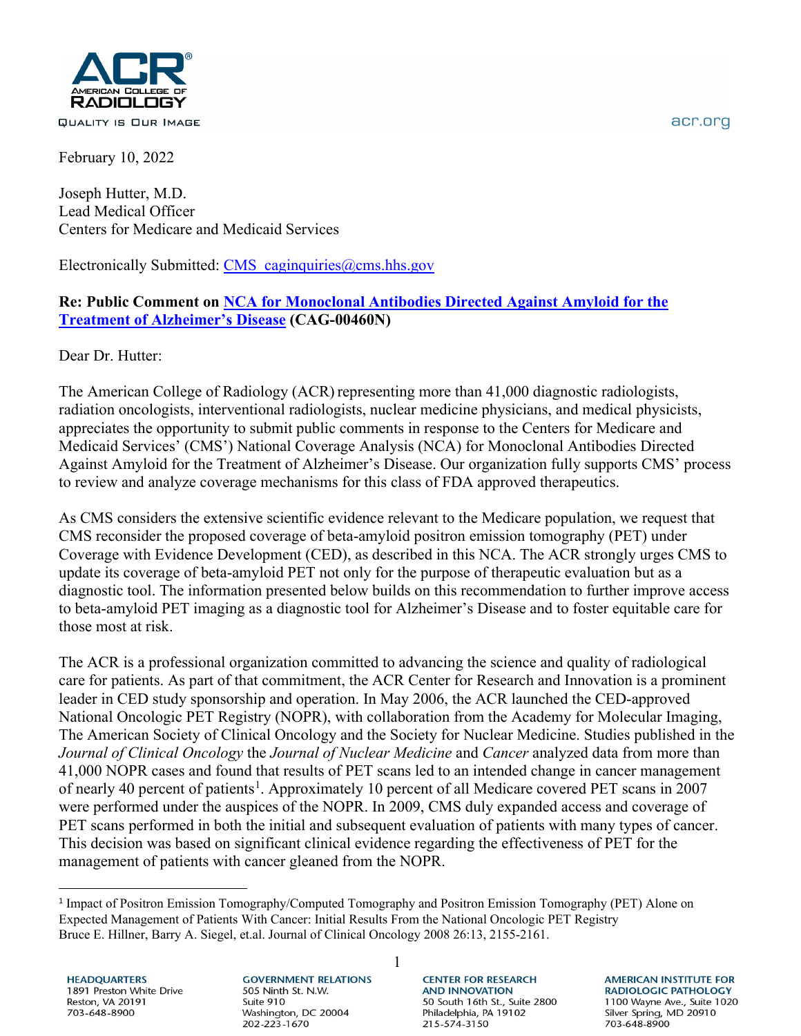February 10, 2022

Joseph Hutter, M.D.
Lead Medical Officer
Centers for Medicare and Medicaid Services

Electronically Submitted: CMS_caginquiries@cms.hhs.gov

**Re: Public Comment on NCA for Monoclonal Antibodies Directed Against Amyloid for the Treatment of Alzheimer's Disease (CAG-00460N)**

Dear Dr. Hutter:

The American College of Radiology (ACR) representing more than 41,000 diagnostic radiologists, radiation oncologists, interventional radiologists, nuclear medicine physicians, and medical physicists, appreciates the opportunity to submit public comments in response to the Centers for Medicare and Medicaid Services' (CMS') National Coverage Analysis (NCA) for Monoclonal Antibodies Directed Against Amyloid for the Treatment of Alzheimer's Disease. Our organization fully supports CMS' process to review and analyze coverage mechanisms for this class of FDA approved therapeutics.

As CMS considers the extensive scientific evidence relevant to the Medicare population, we request that CMS reconsider the proposed coverage of beta-amyloid positron emission tomography (PET) under Coverage with Evidence Development (CED), as described in this NCA. The ACR strongly urges CMS to update its coverage of beta-amyloid PET not only for the purpose of therapeutic evaluation but as a diagnostic tool. The information presented below builds on this recommendation to further improve access to beta-amyloid PET imaging as a diagnostic tool for Alzheimer's Disease and to foster equitable care for those most at risk.

The ACR is a professional organization committed to advancing the science and quality of radiological care for patients. As part of that commitment, the ACR Center for Research and Innovation is a prominent leader in CED study sponsorship and operation. In May 2006, the ACR launched the CED-approved National Oncologic PET Registry (NOPR), with collaboration from the Academy for Molecular Imaging, The American Society of Clinical Oncology and the Society for Nuclear Medicine. Studies published in the *Journal of Clinical Oncology* the *Journal of Nuclear Medicine* and *Cancer* analyzed data from more than 41,000 NOPR cases and found that results of PET scans led to an intended change in cancer management of nearly 40 percent of patients[1]. Approximately 10 percent of all Medicare covered PET scans in 2007 were performed under the auspices of the NOPR. In 2009, CMS duly expanded access and coverage of PET scans performed in both the initial and subsequent evaluation of patients with many types of cancer. This decision was based on significant clinical evidence regarding the effectiveness of PET for the management of patients with cancer gleaned from the NOPR.

[1] Impact of Positron Emission Tomography/Computed Tomography and Positron Emission Tomography (PET) Alone on Expected Management of Patients With Cancer: Initial Results From the National Oncologic PET Registry Bruce E. Hillner, Barry A. Siegel, et.al. Journal of Clinical Oncology 2008 26:13, 2155-2161.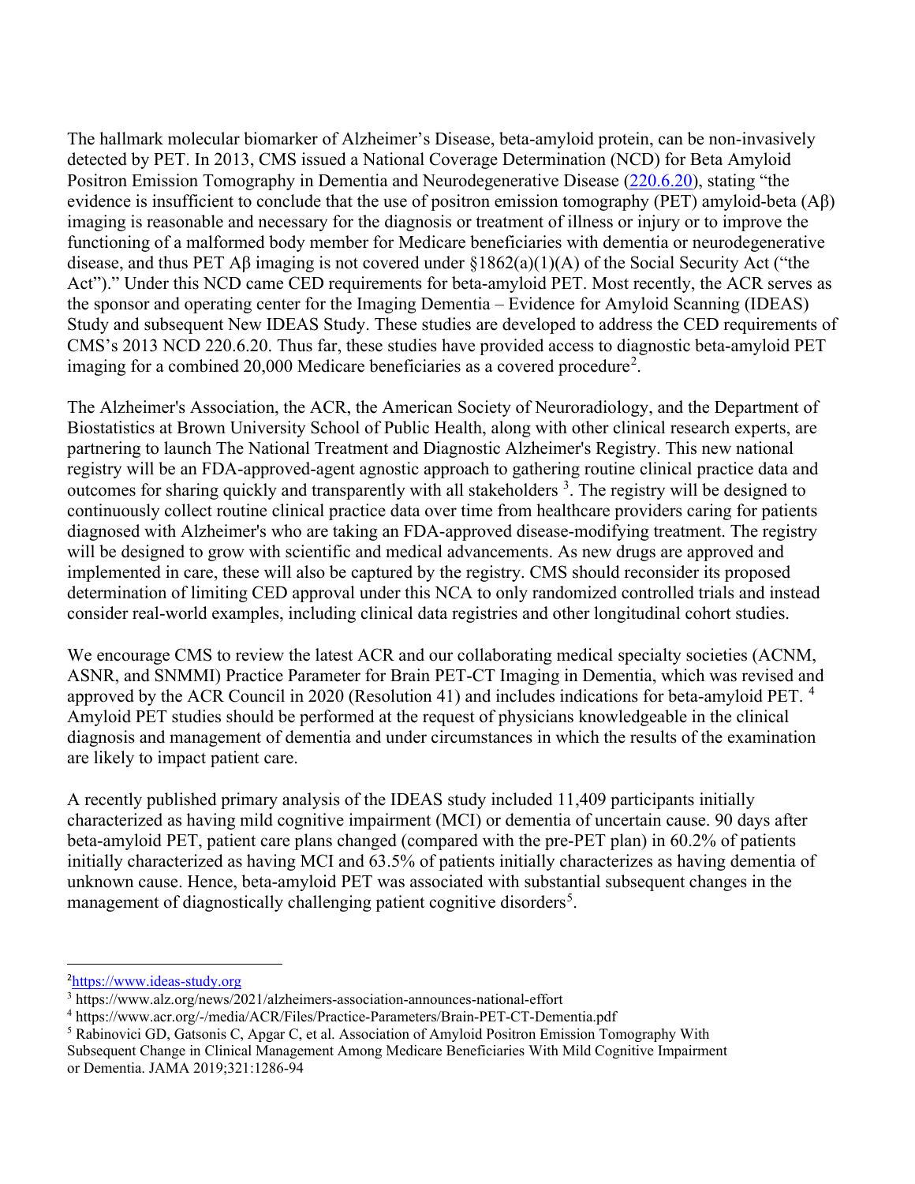The hallmark molecular biomarker of Alzheimer's Disease, beta-amyloid protein, can be non-invasively detected by PET. In 2013, CMS issued a National Coverage Determination (NCD) for Beta Amyloid Positron Emission Tomography in Dementia and Neurodegenerative Disease (220.6.20), stating "the evidence is insufficient to conclude that the use of positron emission tomography (PET) amyloid-beta (Aβ) imaging is reasonable and necessary for the diagnosis or treatment of illness or injury or to improve the functioning of a malformed body member for Medicare beneficiaries with dementia or neurodegenerative disease, and thus PET Aβ imaging is not covered under §1862(a)(1)(A) of the Social Security Act ("the Act")." Under this NCD came CED requirements for beta-amyloid PET. Most recently, the ACR serves as the sponsor and operating center for the Imaging Dementia – Evidence for Amyloid Scanning (IDEAS) Study and subsequent New IDEAS Study. These studies are developed to address the CED requirements of CMS's 2013 NCD 220.6.20. Thus far, these studies have provided access to diagnostic beta-amyloid PET imaging for a combined 20,000 Medicare beneficiaries as a covered procedure[2].

The Alzheimer's Association, the ACR, the American Society of Neuroradiology, and the Department of Biostatistics at Brown University School of Public Health, along with other clinical research experts, are partnering to launch The National Treatment and Diagnostic Alzheimer's Registry. This new national registry will be an FDA-approved-agent agnostic approach to gathering routine clinical practice data and outcomes for sharing quickly and transparently with all stakeholders [3]. The registry will be designed to continuously collect routine clinical practice data over time from healthcare providers caring for patients diagnosed with Alzheimer's who are taking an FDA-approved disease-modifying treatment. The registry will be designed to grow with scientific and medical advancements. As new drugs are approved and implemented in care, these will also be captured by the registry. CMS should reconsider its proposed determination of limiting CED approval under this NCA to only randomized controlled trials and instead consider real-world examples, including clinical data registries and other longitudinal cohort studies.

We encourage CMS to review the latest ACR and our collaborating medical specialty societies (ACNM, ASNR, and SNMMI) Practice Parameter for Brain PET-CT Imaging in Dementia, which was revised and approved by the ACR Council in 2020 (Resolution 41) and includes indications for beta-amyloid PET. [4] Amyloid PET studies should be performed at the request of physicians knowledgeable in the clinical diagnosis and management of dementia and under circumstances in which the results of the examination are likely to impact patient care.

A recently published primary analysis of the IDEAS study included 11,409 participants initially characterized as having mild cognitive impairment (MCI) or dementia of uncertain cause. 90 days after beta-amyloid PET, patient care plans changed (compared with the pre-PET plan) in 60.2% of patients initially characterized as having MCI and 63.5% of patients initially characterizes as having dementia of unknown cause. Hence, beta-amyloid PET was associated with substantial subsequent changes in the management of diagnostically challenging patient cognitive disorders[5].

---

[2] https://www.ideas-study.org

[3] https://www.alz.org/news/2021/alzheimers-association-announces-national-effort

[4] https://www.acr.org/-/media/ACR/Files/Practice-Parameters/Brain-PET-CT-Dementia.pdf

[5] Rabinovici GD, Gatsonis C, Apgar C, et al. Association of Amyloid Positron Emission Tomography With Subsequent Change in Clinical Management Among Medicare Beneficiaries With Mild Cognitive Impairment or Dementia. JAMA 2019;321:1286-94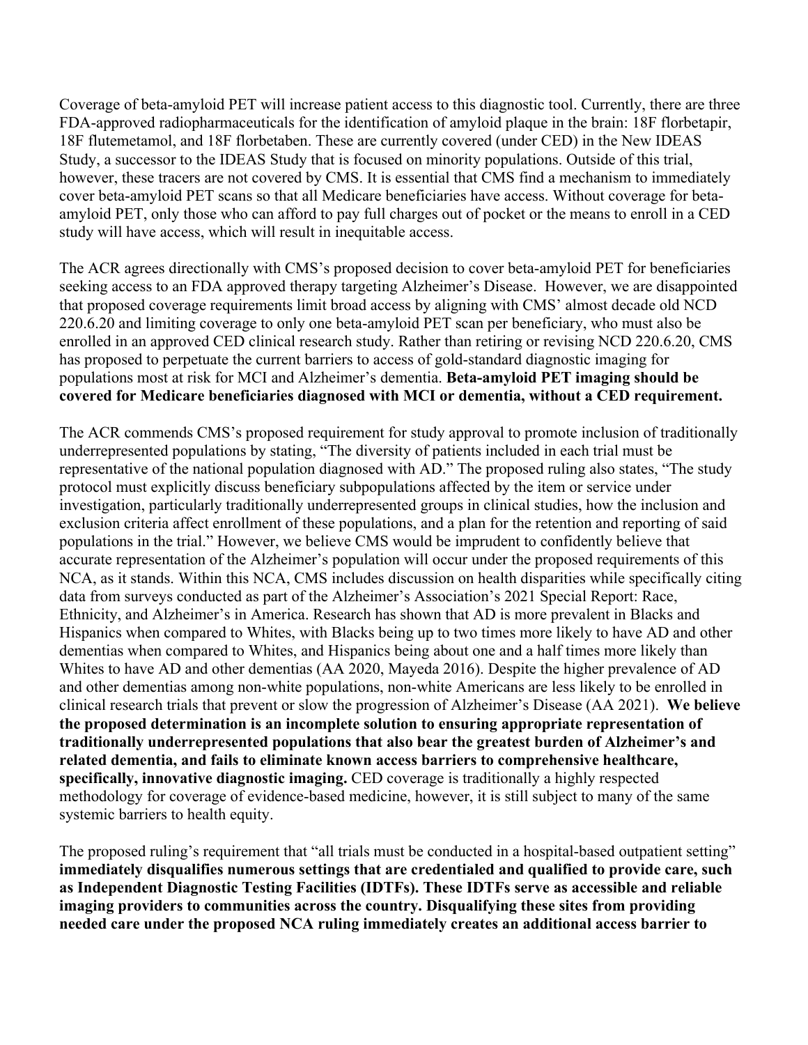Coverage of beta-amyloid PET will increase patient access to this diagnostic tool. Currently, there are three FDA-approved radiopharmaceuticals for the identification of amyloid plaque in the brain: 18F florbetapir, 18F flutemetamol, and 18F florbetaben. These are currently covered (under CED) in the New IDEAS Study, a successor to the IDEAS Study that is focused on minority populations. Outside of this trial, however, these tracers are not covered by CMS. It is essential that CMS find a mechanism to immediately cover beta-amyloid PET scans so that all Medicare beneficiaries have access. Without coverage for beta-amyloid PET, only those who can afford to pay full charges out of pocket or the means to enroll in a CED study will have access, which will result in inequitable access.

The ACR agrees directionally with CMS's proposed decision to cover beta-amyloid PET for beneficiaries seeking access to an FDA approved therapy targeting Alzheimer's Disease. However, we are disappointed that proposed coverage requirements limit broad access by aligning with CMS' almost decade old NCD 220.6.20 and limiting coverage to only one beta-amyloid PET scan per beneficiary, who must also be enrolled in an approved CED clinical research study. Rather than retiring or revising NCD 220.6.20, CMS has proposed to perpetuate the current barriers to access of gold-standard diagnostic imaging for populations most at risk for MCI and Alzheimer's dementia. **Beta-amyloid PET imaging should be covered for Medicare beneficiaries diagnosed with MCI or dementia, without a CED requirement.**

The ACR commends CMS's proposed requirement for study approval to promote inclusion of traditionally underrepresented populations by stating, "The diversity of patients included in each trial must be representative of the national population diagnosed with AD." The proposed ruling also states, "The study protocol must explicitly discuss beneficiary subpopulations affected by the item or service under investigation, particularly traditionally underrepresented groups in clinical studies, how the inclusion and exclusion criteria affect enrollment of these populations, and a plan for the retention and reporting of said populations in the trial." However, we believe CMS would be imprudent to confidently believe that accurate representation of the Alzheimer's population will occur under the proposed requirements of this NCA, as it stands. Within this NCA, CMS includes discussion on health disparities while specifically citing data from surveys conducted as part of the Alzheimer's Association's 2021 Special Report: Race, Ethnicity, and Alzheimer's in America. Research has shown that AD is more prevalent in Blacks and Hispanics when compared to Whites, with Blacks being up to two times more likely to have AD and other dementias when compared to Whites, and Hispanics being about one and a half times more likely than Whites to have AD and other dementias (AA 2020, Mayeda 2016). Despite the higher prevalence of AD and other dementias among non-white populations, non-white Americans are less likely to be enrolled in clinical research trials that prevent or slow the progression of Alzheimer's Disease (AA 2021). **We believe the proposed determination is an incomplete solution to ensuring appropriate representation of traditionally underrepresented populations that also bear the greatest burden of Alzheimer's and related dementia, and fails to eliminate known access barriers to comprehensive healthcare, specifically, innovative diagnostic imaging.** CED coverage is traditionally a highly respected methodology for coverage of evidence-based medicine, however, it is still subject to many of the same systemic barriers to health equity.

The proposed ruling's requirement that "all trials must be conducted in a hospital-based outpatient setting" **immediately disqualifies numerous settings that are credentialed and qualified to provide care, such as Independent Diagnostic Testing Facilities (IDTFs). These IDTFs serve as accessible and reliable imaging providers to communities across the country. Disqualifying these sites from providing needed care under the proposed NCA ruling immediately creates an additional access barrier to**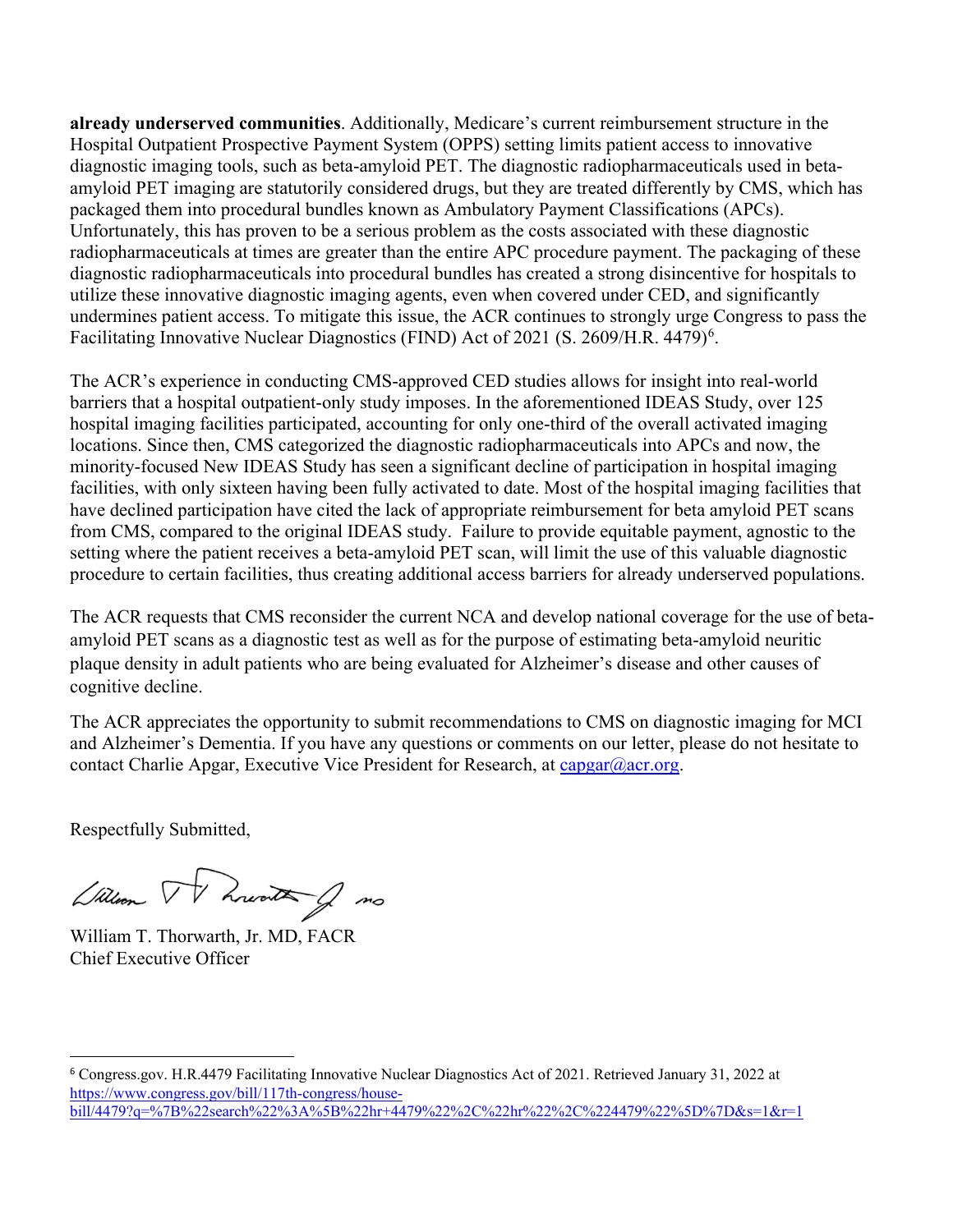**already underserved communities**. Additionally, Medicare's current reimbursement structure in the Hospital Outpatient Prospective Payment System (OPPS) setting limits patient access to innovative diagnostic imaging tools, such as beta-amyloid PET. The diagnostic radiopharmaceuticals used in beta-amyloid PET imaging are statutorily considered drugs, but they are treated differently by CMS, which has packaged them into procedural bundles known as Ambulatory Payment Classifications (APCs). Unfortunately, this has proven to be a serious problem as the costs associated with these diagnostic radiopharmaceuticals at times are greater than the entire APC procedure payment. The packaging of these diagnostic radiopharmaceuticals into procedural bundles has created a strong disincentive for hospitals to utilize these innovative diagnostic imaging agents, even when covered under CED, and significantly undermines patient access. To mitigate this issue, the ACR continues to strongly urge Congress to pass the Facilitating Innovative Nuclear Diagnostics (FIND) Act of 2021 (S. 2609/H.R. 4479)[6].

The ACR's experience in conducting CMS-approved CED studies allows for insight into real-world barriers that a hospital outpatient-only study imposes. In the aforementioned IDEAS Study, over 125 hospital imaging facilities participated, accounting for only one-third of the overall activated imaging locations. Since then, CMS categorized the diagnostic radiopharmaceuticals into APCs and now, the minority-focused New IDEAS Study has seen a significant decline of participation in hospital imaging facilities, with only sixteen having been fully activated to date. Most of the hospital imaging facilities that have declined participation have cited the lack of appropriate reimbursement for beta amyloid PET scans from CMS, compared to the original IDEAS study. Failure to provide equitable payment, agnostic to the setting where the patient receives a beta-amyloid PET scan, will limit the use of this valuable diagnostic procedure to certain facilities, thus creating additional access barriers for already underserved populations.

The ACR requests that CMS reconsider the current NCA and develop national coverage for the use of beta-amyloid PET scans as a diagnostic test as well as for the purpose of estimating beta-amyloid neuritic plaque density in adult patients who are being evaluated for Alzheimer's disease and other causes of cognitive decline.

The ACR appreciates the opportunity to submit recommendations to CMS on diagnostic imaging for MCI and Alzheimer's Dementia. If you have any questions or comments on our letter, please do not hesitate to contact Charlie Apgar, Executive Vice President for Research, at capgar@acr.org.

Respectfully Submitted,

William T. Thorwarth, Jr. MD, FACR
Chief Executive Officer

---

[6] Congress.gov. H.R.4479 Facilitating Innovative Nuclear Diagnostics Act of 2021. Retrieved January 31, 2022 at https://www.congress.gov/bill/117th-congress/house-bill/4479?q=%7B%22search%22%3A%5B%22hr+4479%22%2C%22hr%22%2C%224479%22%5D%7D&s=1&r=1